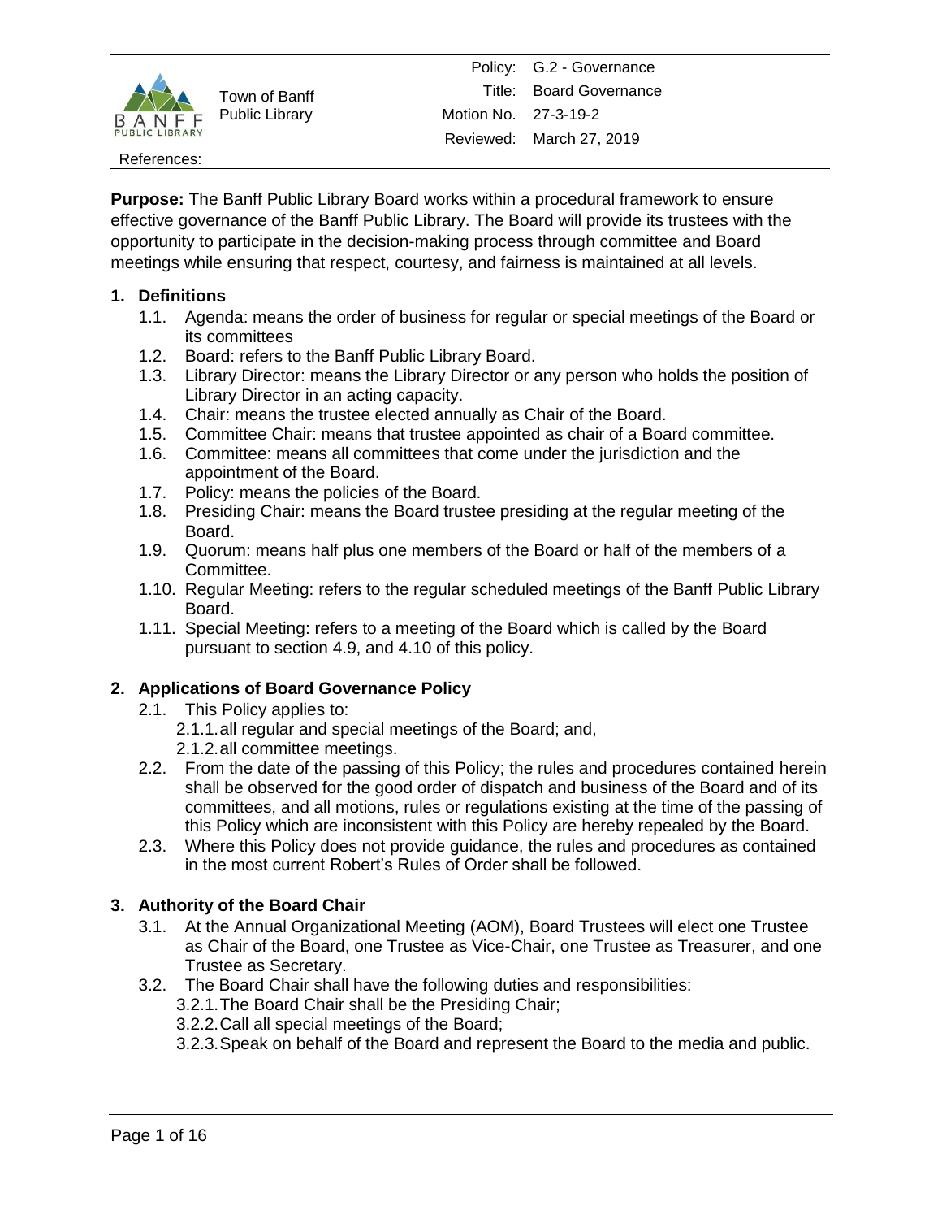Town of Banff Public Library

Policy: G.2 - Governance
Title: Board Governance
Motion No. 27-3-19-2
Reviewed: March 27, 2019

References:

**Purpose:** The Banff Public Library Board works within a procedural framework to ensure effective governance of the Banff Public Library. The Board will provide its trustees with the opportunity to participate in the decision-making process through committee and Board meetings while ensuring that respect, courtesy, and fairness is maintained at all levels.

**1. Definitions**

1.1. Agenda: means the order of business for regular or special meetings of the Board or its committees

1.2. Board: refers to the Banff Public Library Board.

1.3. Library Director: means the Library Director or any person who holds the position of Library Director in an acting capacity.

1.4. Chair: means the trustee elected annually as Chair of the Board.

1.5. Committee Chair: means that trustee appointed as chair of a Board committee.

1.6. Committee: means all committees that come under the jurisdiction and the appointment of the Board.

1.7. Policy: means the policies of the Board.

1.8. Presiding Chair: means the Board trustee presiding at the regular meeting of the Board.

1.9. Quorum: means half plus one members of the Board or half of the members of a Committee.

1.10. Regular Meeting: refers to the regular scheduled meetings of the Banff Public Library Board.

1.11. Special Meeting: refers to a meeting of the Board which is called by the Board pursuant to section 4.9, and 4.10 of this policy.

**2. Applications of Board Governance Policy**

2.1. This Policy applies to:

2.1.1. all regular and special meetings of the Board; and,

2.1.2. all committee meetings.

2.2. From the date of the passing of this Policy; the rules and procedures contained herein shall be observed for the good order of dispatch and business of the Board and of its committees, and all motions, rules or regulations existing at the time of the passing of this Policy which are inconsistent with this Policy are hereby repealed by the Board.

2.3. Where this Policy does not provide guidance, the rules and procedures as contained in the most current Robert's Rules of Order shall be followed.

**3. Authority of the Board Chair**

3.1. At the Annual Organizational Meeting (AOM), Board Trustees will elect one Trustee as Chair of the Board, one Trustee as Vice-Chair, one Trustee as Treasurer, and one Trustee as Secretary.

3.2. The Board Chair shall have the following duties and responsibilities:

3.2.1. The Board Chair shall be the Presiding Chair;

3.2.2. Call all special meetings of the Board;

3.2.3. Speak on behalf of the Board and represent the Board to the media and public.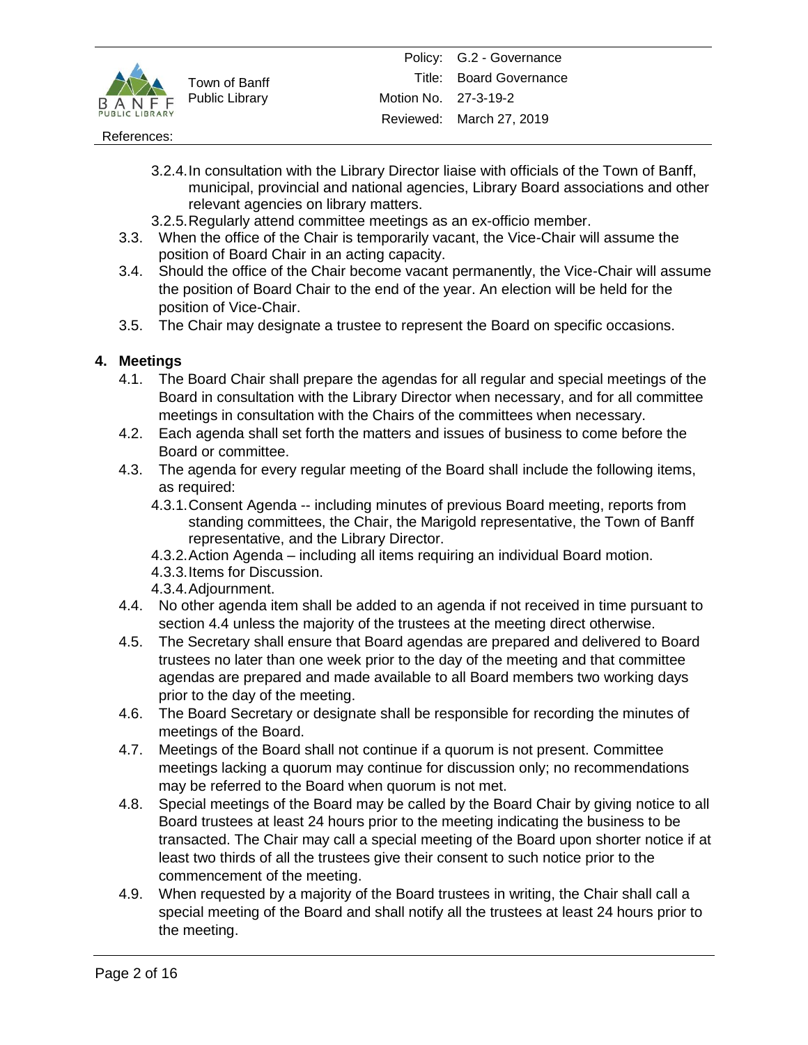- 3.2.4. In consultation with the Library Director liaise with officials of the Town of Banff, municipal, provincial and national agencies, Library Board associations and other relevant agencies on library matters.
   - 3.2.5. Regularly attend committee meetings as an ex-officio member.
- 3.3. When the office of the Chair is temporarily vacant, the Vice-Chair will assume the position of Board Chair in an acting capacity.
- 3.4. Should the office of the Chair become vacant permanently, the Vice-Chair will assume the position of Board Chair to the end of the year. An election will be held for the position of Vice-Chair.
- 3.5. The Chair may designate a trustee to represent the Board on specific occasions.

## 4. Meetings

- 4.1. The Board Chair shall prepare the agendas for all regular and special meetings of the Board in consultation with the Library Director when necessary, and for all committee meetings in consultation with the Chairs of the committees when necessary.
- 4.2. Each agenda shall set forth the matters and issues of business to come before the Board or committee.
- 4.3. The agenda for every regular meeting of the Board shall include the following items, as required:
   - 4.3.1. Consent Agenda -- including minutes of previous Board meeting, reports from standing committees, the Chair, the Marigold representative, the Town of Banff representative, and the Library Director.
   - 4.3.2. Action Agenda – including all items requiring an individual Board motion.
   - 4.3.3. Items for Discussion.
   - 4.3.4. Adjournment.
- 4.4. No other agenda item shall be added to an agenda if not received in time pursuant to section 4.4 unless the majority of the trustees at the meeting direct otherwise.
- 4.5. The Secretary shall ensure that Board agendas are prepared and delivered to Board trustees no later than one week prior to the day of the meeting and that committee agendas are prepared and made available to all Board members two working days prior to the day of the meeting.
- 4.6. The Board Secretary or designate shall be responsible for recording the minutes of meetings of the Board.
- 4.7. Meetings of the Board shall not continue if a quorum is not present. Committee meetings lacking a quorum may continue for discussion only; no recommendations may be referred to the Board when quorum is not met.
- 4.8. Special meetings of the Board may be called by the Board Chair by giving notice to all Board trustees at least 24 hours prior to the meeting indicating the business to be transacted. The Chair may call a special meeting of the Board upon shorter notice if at least two thirds of all the trustees give their consent to such notice prior to the commencement of the meeting.
- 4.9. When requested by a majority of the Board trustees in writing, the Chair shall call a special meeting of the Board and shall notify all the trustees at least 24 hours prior to the meeting.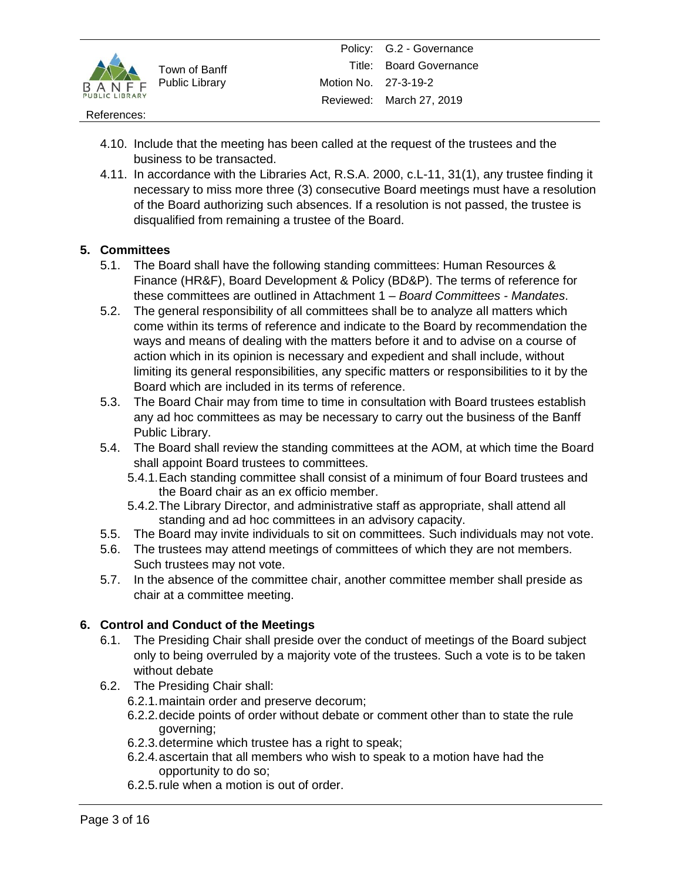4.10. Include that the meeting has been called at the request of the trustees and the business to be transacted.

4.11. In accordance with the Libraries Act, R.S.A. 2000, c.L-11, 31(1), any trustee finding it necessary to miss more three (3) consecutive Board meetings must have a resolution of the Board authorizing such absences. If a resolution is not passed, the trustee is disqualified from remaining a trustee of the Board.

## 5. Committees

5.1. The Board shall have the following standing committees: Human Resources & Finance (HR&F), Board Development & Policy (BD&P). The terms of reference for these committees are outlined in Attachment 1 – *Board Committees - Mandates*.

5.2. The general responsibility of all committees shall be to analyze all matters which come within its terms of reference and indicate to the Board by recommendation the ways and means of dealing with the matters before it and to advise on a course of action which in its opinion is necessary and expedient and shall include, without limiting its general responsibilities, any specific matters or responsibilities to it by the Board which are included in its terms of reference.

5.3. The Board Chair may from time to time in consultation with Board trustees establish any ad hoc committees as may be necessary to carry out the business of the Banff Public Library.

5.4. The Board shall review the standing committees at the AOM, at which time the Board shall appoint Board trustees to committees.

5.4.1. Each standing committee shall consist of a minimum of four Board trustees and the Board chair as an ex officio member.

5.4.2. The Library Director, and administrative staff as appropriate, shall attend all standing and ad hoc committees in an advisory capacity.

5.5. The Board may invite individuals to sit on committees. Such individuals may not vote.

5.6. The trustees may attend meetings of committees of which they are not members. Such trustees may not vote.

5.7. In the absence of the committee chair, another committee member shall preside as chair at a committee meeting.

## 6. Control and Conduct of the Meetings

6.1. The Presiding Chair shall preside over the conduct of meetings of the Board subject only to being overruled by a majority vote of the trustees. Such a vote is to be taken without debate

6.2. The Presiding Chair shall:

6.2.1. maintain order and preserve decorum;

6.2.2. decide points of order without debate or comment other than to state the rule governing;

6.2.3. determine which trustee has a right to speak;

6.2.4. ascertain that all members who wish to speak to a motion have had the opportunity to do so;

6.2.5. rule when a motion is out of order.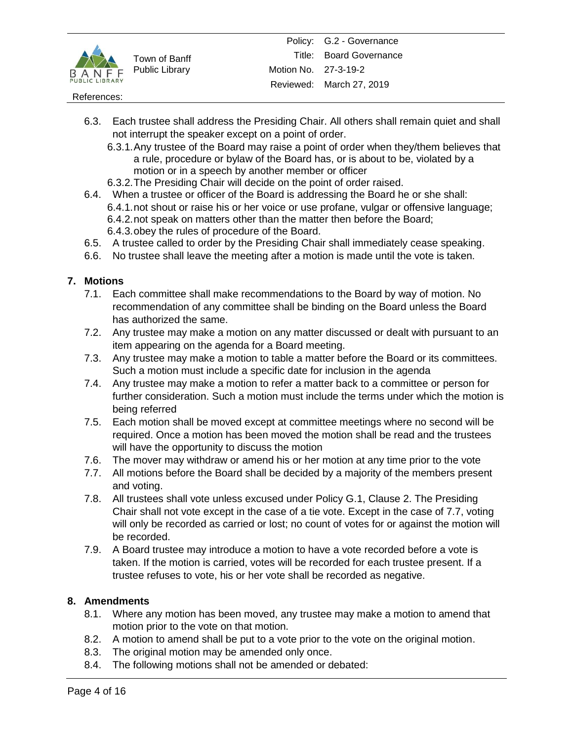6.3. Each trustee shall address the Presiding Chair. All others shall remain quiet and shall not interrupt the speaker except on a point of order.

   6.3.1. Any trustee of the Board may raise a point of order when they/them believes that a rule, procedure or bylaw of the Board has, or is about to be, violated by a motion or in a speech by another member or officer

   6.3.2. The Presiding Chair will decide on the point of order raised.

6.4. When a trustee or officer of the Board is addressing the Board he or she shall:

   6.4.1. not shout or raise his or her voice or use profane, vulgar or offensive language;

   6.4.2. not speak on matters other than the matter then before the Board;

   6.4.3. obey the rules of procedure of the Board.

6.5. A trustee called to order by the Presiding Chair shall immediately cease speaking.

6.6. No trustee shall leave the meeting after a motion is made until the vote is taken.

## 7. Motions

7.1. Each committee shall make recommendations to the Board by way of motion. No recommendation of any committee shall be binding on the Board unless the Board has authorized the same.

7.2. Any trustee may make a motion on any matter discussed or dealt with pursuant to an item appearing on the agenda for a Board meeting.

7.3. Any trustee may make a motion to table a matter before the Board or its committees. Such a motion must include a specific date for inclusion in the agenda

7.4. Any trustee may make a motion to refer a matter back to a committee or person for further consideration. Such a motion must include the terms under which the motion is being referred

7.5. Each motion shall be moved except at committee meetings where no second will be required. Once a motion has been moved the motion shall be read and the trustees will have the opportunity to discuss the motion

7.6. The mover may withdraw or amend his or her motion at any time prior to the vote

7.7. All motions before the Board shall be decided by a majority of the members present and voting.

7.8. All trustees shall vote unless excused under Policy G.1, Clause 2. The Presiding Chair shall not vote except in the case of a tie vote. Except in the case of 7.7, voting will only be recorded as carried or lost; no count of votes for or against the motion will be recorded.

7.9. A Board trustee may introduce a motion to have a vote recorded before a vote is taken. If the motion is carried, votes will be recorded for each trustee present. If a trustee refuses to vote, his or her vote shall be recorded as negative.

## 8. Amendments

8.1. Where any motion has been moved, any trustee may make a motion to amend that motion prior to the vote on that motion.

8.2. A motion to amend shall be put to a vote prior to the vote on the original motion.

8.3. The original motion may be amended only once.

8.4. The following motions shall not be amended or debated: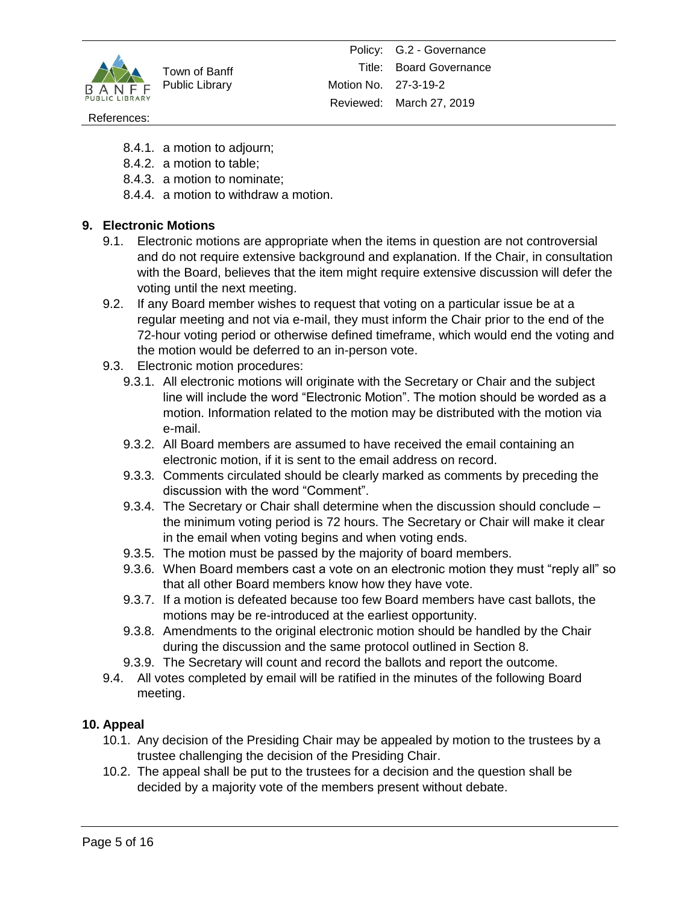8.4.1. a motion to adjourn;
8.4.2. a motion to table;
8.4.3. a motion to nominate;
8.4.4. a motion to withdraw a motion.

## 9. Electronic Motions

9.1. Electronic motions are appropriate when the items in question are not controversial and do not require extensive background and explanation. If the Chair, in consultation with the Board, believes that the item might require extensive discussion will defer the voting until the next meeting.

9.2. If any Board member wishes to request that voting on a particular issue be at a regular meeting and not via e-mail, they must inform the Chair prior to the end of the 72-hour voting period or otherwise defined timeframe, which would end the voting and the motion would be deferred to an in-person vote.

9.3. Electronic motion procedures:

9.3.1. All electronic motions will originate with the Secretary or Chair and the subject line will include the word "Electronic Motion". The motion should be worded as a motion. Information related to the motion may be distributed with the motion via e-mail.

9.3.2. All Board members are assumed to have received the email containing an electronic motion, if it is sent to the email address on record.

9.3.3. Comments circulated should be clearly marked as comments by preceding the discussion with the word "Comment".

9.3.4. The Secretary or Chair shall determine when the discussion should conclude – the minimum voting period is 72 hours. The Secretary or Chair will make it clear in the email when voting begins and when voting ends.

9.3.5. The motion must be passed by the majority of board members.

9.3.6. When Board members cast a vote on an electronic motion they must "reply all" so that all other Board members know how they have vote.

9.3.7. If a motion is defeated because too few Board members have cast ballots, the motions may be re-introduced at the earliest opportunity.

9.3.8. Amendments to the original electronic motion should be handled by the Chair during the discussion and the same protocol outlined in Section 8.

9.3.9. The Secretary will count and record the ballots and report the outcome.

9.4. All votes completed by email will be ratified in the minutes of the following Board meeting.

## 10. Appeal

10.1. Any decision of the Presiding Chair may be appealed by motion to the trustees by a trustee challenging the decision of the Presiding Chair.

10.2. The appeal shall be put to the trustees for a decision and the question shall be decided by a majority vote of the members present without debate.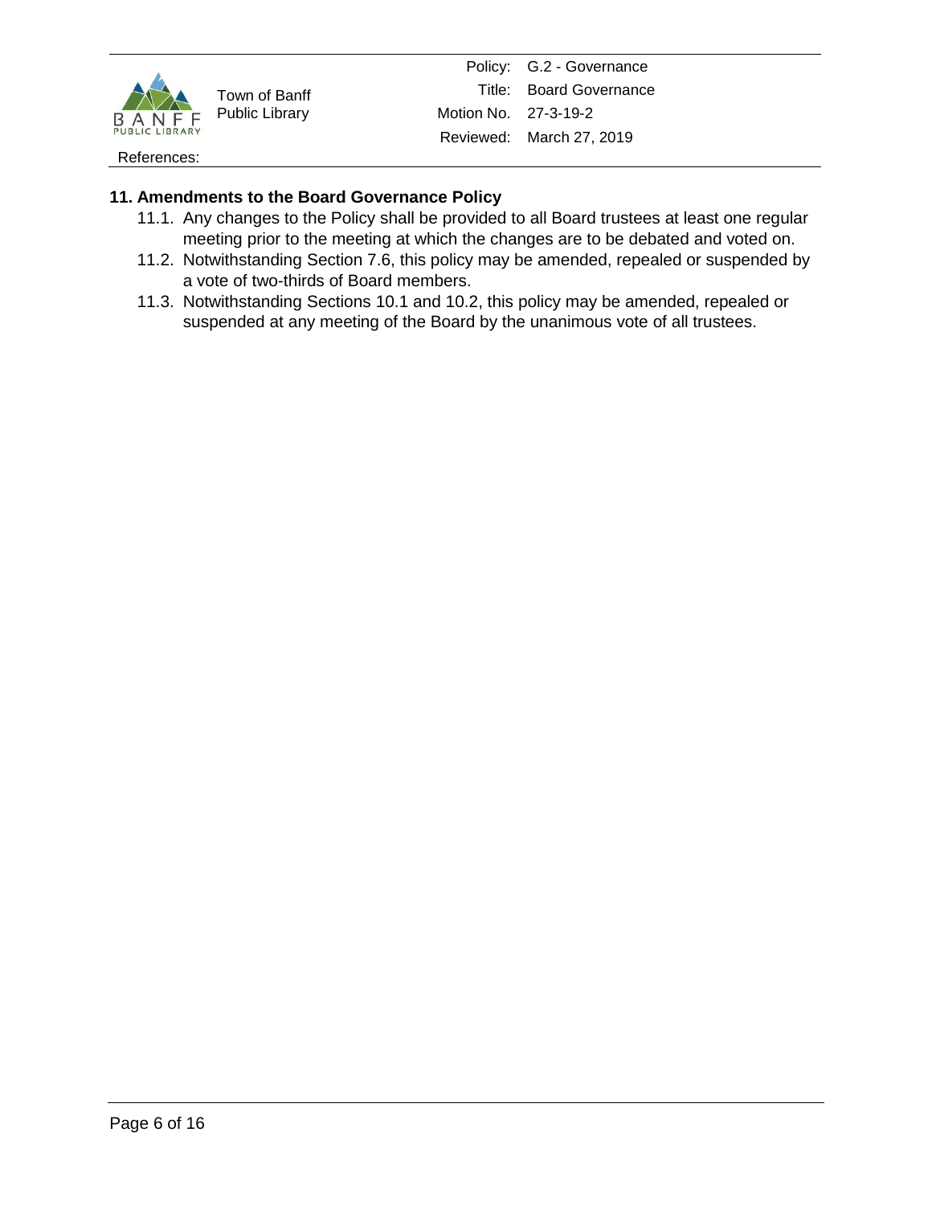## 11. Amendments to the Board Governance Policy

11.1. Any changes to the Policy shall be provided to all Board trustees at least one regular meeting prior to the meeting at which the changes are to be debated and voted on.

11.2. Notwithstanding Section 7.6, this policy may be amended, repealed or suspended by a vote of two-thirds of Board members.

11.3. Notwithstanding Sections 10.1 and 10.2, this policy may be amended, repealed or suspended at any meeting of the Board by the unanimous vote of all trustees.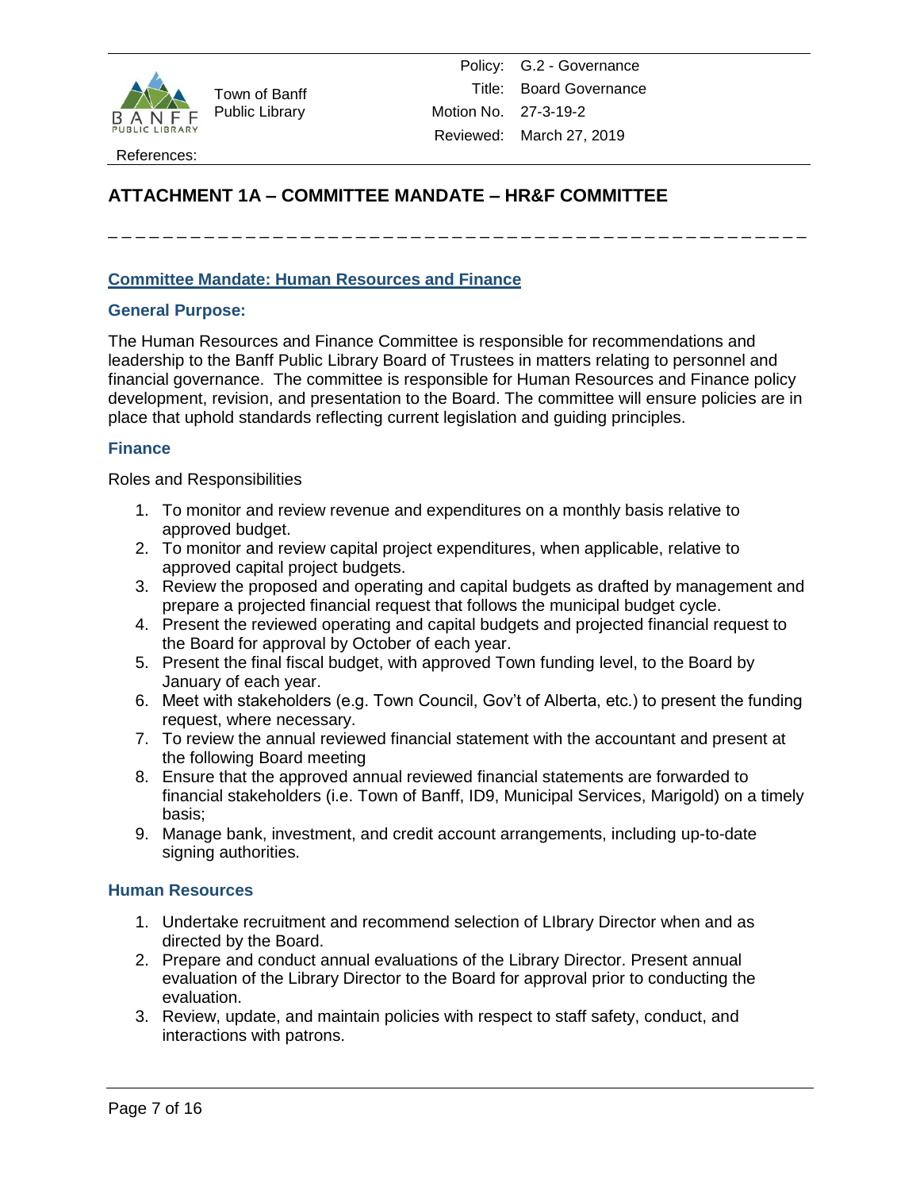## ATTACHMENT 1A – COMMITTEE MANDATE – HR&F COMMITTEE

---

### Committee Mandate: Human Resources and Finance

#### General Purpose:

The Human Resources and Finance Committee is responsible for recommendations and leadership to the Banff Public Library Board of Trustees in matters relating to personnel and financial governance. The committee is responsible for Human Resources and Finance policy development, revision, and presentation to the Board. The committee will ensure policies are in place that uphold standards reflecting current legislation and guiding principles.

#### Finance

Roles and Responsibilities

1. To monitor and review revenue and expenditures on a monthly basis relative to approved budget.
2. To monitor and review capital project expenditures, when applicable, relative to approved capital project budgets.
3. Review the proposed and operating and capital budgets as drafted by management and prepare a projected financial request that follows the municipal budget cycle.
4. Present the reviewed operating and capital budgets and projected financial request to the Board for approval by October of each year.
5. Present the final fiscal budget, with approved Town funding level, to the Board by January of each year.
6. Meet with stakeholders (e.g. Town Council, Gov't of Alberta, etc.) to present the funding request, where necessary.
7. To review the annual reviewed financial statement with the accountant and present at the following Board meeting
8. Ensure that the approved annual reviewed financial statements are forwarded to financial stakeholders (i.e. Town of Banff, ID9, Municipal Services, Marigold) on a timely basis;
9. Manage bank, investment, and credit account arrangements, including up-to-date signing authorities.

#### Human Resources

1. Undertake recruitment and recommend selection of LIbrary Director when and as directed by the Board.
2. Prepare and conduct annual evaluations of the Library Director. Present annual evaluation of the Library Director to the Board for approval prior to conducting the evaluation.
3. Review, update, and maintain policies with respect to staff safety, conduct, and interactions with patrons.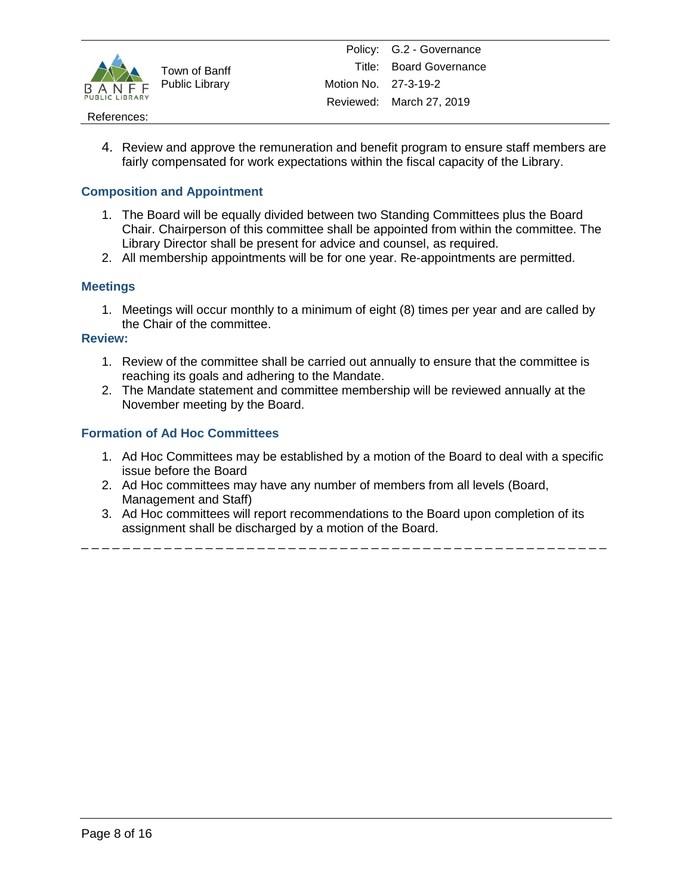4. Review and approve the remuneration and benefit program to ensure staff members are fairly compensated for work expectations within the fiscal capacity of the Library.

### Composition and Appointment

1. The Board will be equally divided between two Standing Committees plus the Board Chair. Chairperson of this committee shall be appointed from within the committee. The Library Director shall be present for advice and counsel, as required.
2. All membership appointments will be for one year. Re-appointments are permitted.

### Meetings

1. Meetings will occur monthly to a minimum of eight (8) times per year and are called by the Chair of the committee.

### Review:

1. Review of the committee shall be carried out annually to ensure that the committee is reaching its goals and adhering to the Mandate.
2. The Mandate statement and committee membership will be reviewed annually at the November meeting by the Board.

### Formation of Ad Hoc Committees

1. Ad Hoc Committees may be established by a motion of the Board to deal with a specific issue before the Board
2. Ad Hoc committees may have any number of members from all levels (Board, Management and Staff)
3. Ad Hoc committees will report recommendations to the Board upon completion of its assignment shall be discharged by a motion of the Board.

---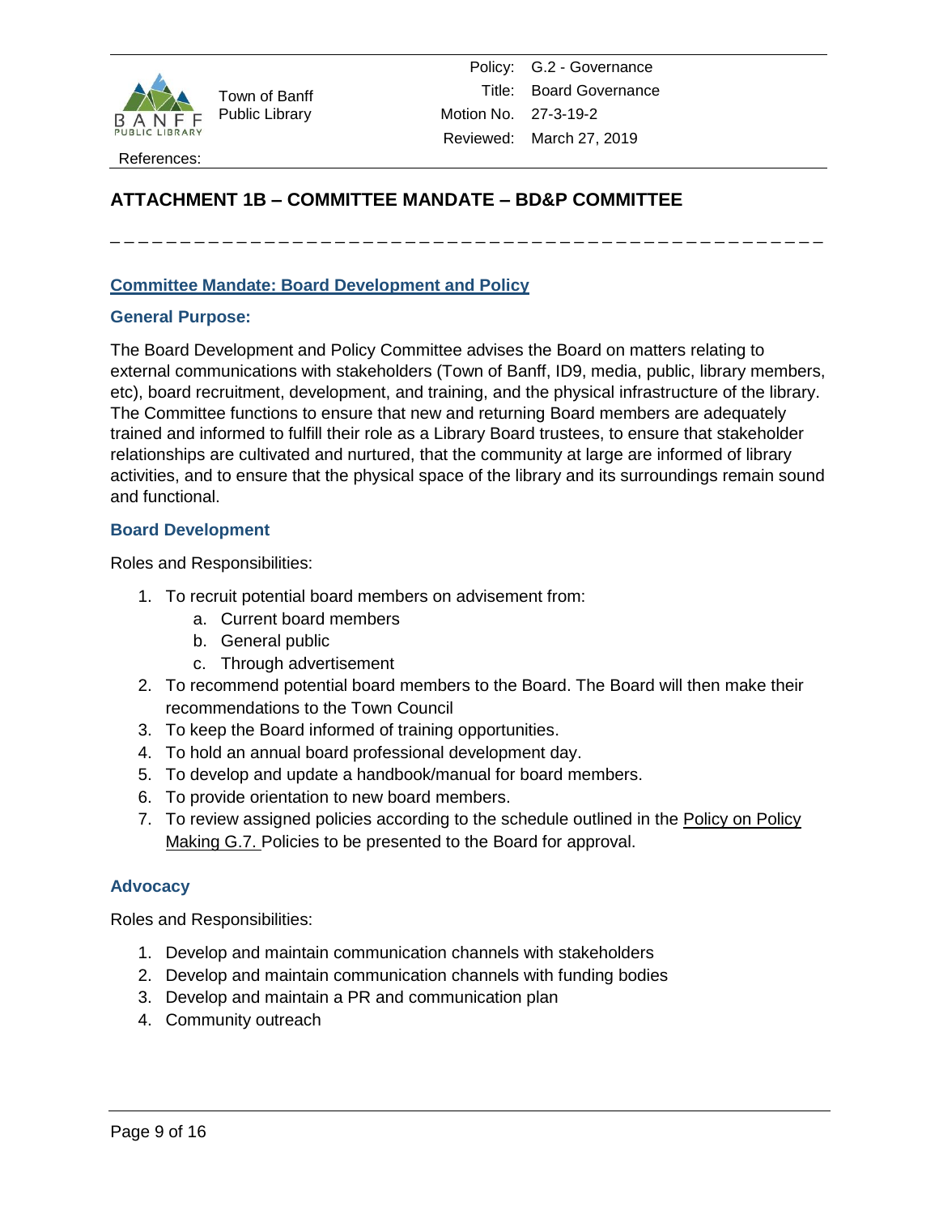| | | Policy: | G.2 - Governance |
|---|---|---|---|
| | Town of Banff Public Library | Title: | Board Governance |
| | | Motion No. | 27-3-19-2 |
| | | Reviewed: | March 27, 2019 |

References:

## ATTACHMENT 1B – COMMITTEE MANDATE – BD&P COMMITTEE

---

### Committee Mandate: Board Development and Policy

#### General Purpose:

The Board Development and Policy Committee advises the Board on matters relating to external communications with stakeholders (Town of Banff, ID9, media, public, library members, etc), board recruitment, development, and training, and the physical infrastructure of the library. The Committee functions to ensure that new and returning Board members are adequately trained and informed to fulfill their role as a Library Board trustees, to ensure that stakeholder relationships are cultivated and nurtured, that the community at large are informed of library activities, and to ensure that the physical space of the library and its surroundings remain sound and functional.

#### Board Development

Roles and Responsibilities:

1. To recruit potential board members on advisement from:
   a. Current board members
   b. General public
   c. Through advertisement
2. To recommend potential board members to the Board. The Board will then make their recommendations to the Town Council
3. To keep the Board informed of training opportunities.
4. To hold an annual board professional development day.
5. To develop and update a handbook/manual for board members.
6. To provide orientation to new board members.
7. To review assigned policies according to the schedule outlined in the Policy on Policy Making G.7. Policies to be presented to the Board for approval.

#### Advocacy

Roles and Responsibilities:

1. Develop and maintain communication channels with stakeholders
2. Develop and maintain communication channels with funding bodies
3. Develop and maintain a PR and communication plan
4. Community outreach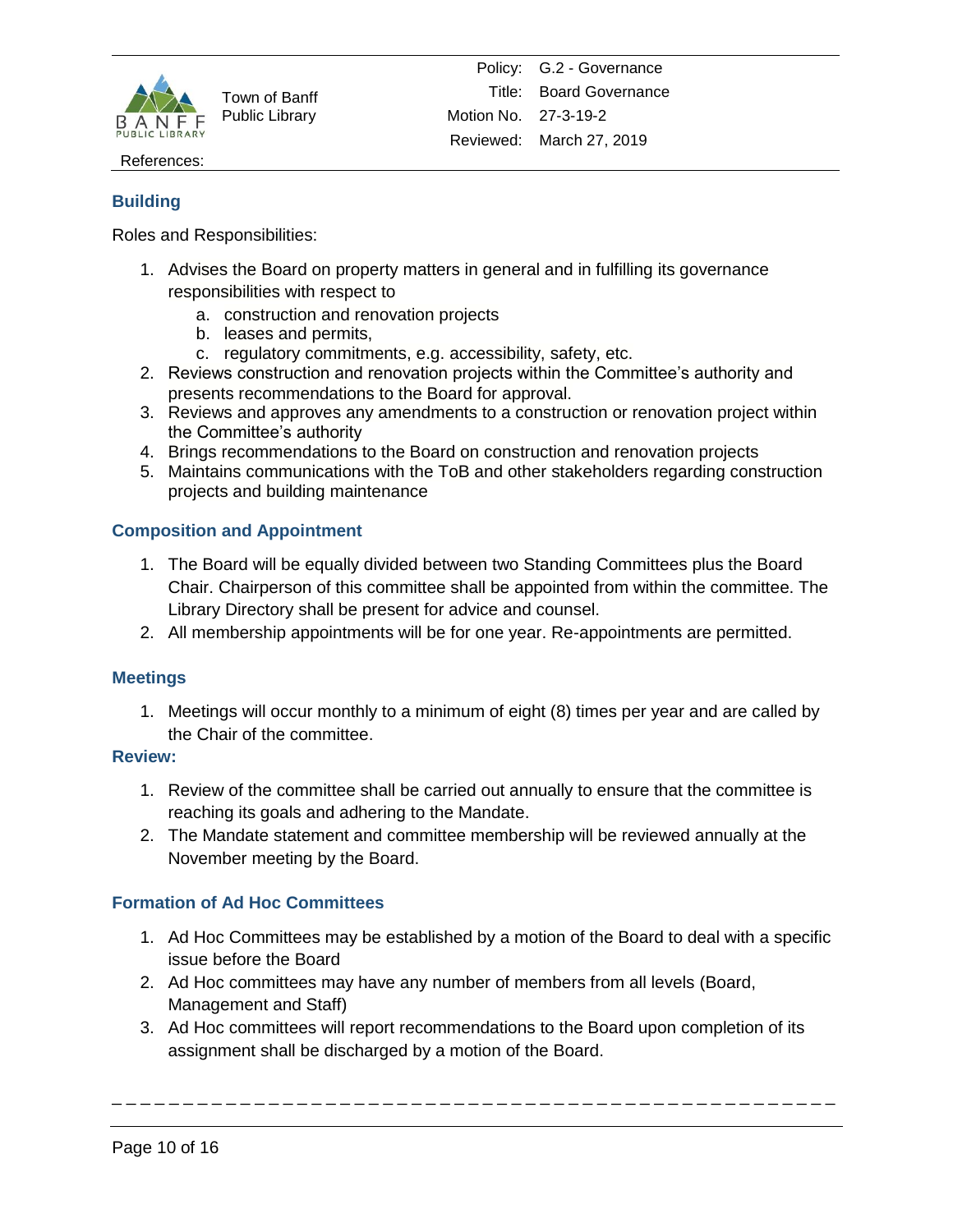## Building

Roles and Responsibilities:

1. Advises the Board on property matters in general and in fulfilling its governance responsibilities with respect to
   a. construction and renovation projects
   b. leases and permits,
   c. regulatory commitments, e.g. accessibility, safety, etc.
2. Reviews construction and renovation projects within the Committee's authority and presents recommendations to the Board for approval.
3. Reviews and approves any amendments to a construction or renovation project within the Committee's authority
4. Brings recommendations to the Board on construction and renovation projects
5. Maintains communications with the ToB and other stakeholders regarding construction projects and building maintenance

## Composition and Appointment

1. The Board will be equally divided between two Standing Committees plus the Board Chair. Chairperson of this committee shall be appointed from within the committee. The Library Directory shall be present for advice and counsel.
2. All membership appointments will be for one year. Re-appointments are permitted.

## Meetings

1. Meetings will occur monthly to a minimum of eight (8) times per year and are called by the Chair of the committee.

## Review:

1. Review of the committee shall be carried out annually to ensure that the committee is reaching its goals and adhering to the Mandate.
2. The Mandate statement and committee membership will be reviewed annually at the November meeting by the Board.

## Formation of Ad Hoc Committees

1. Ad Hoc Committees may be established by a motion of the Board to deal with a specific issue before the Board
2. Ad Hoc committees may have any number of members from all levels (Board, Management and Staff)
3. Ad Hoc committees will report recommendations to the Board upon completion of its assignment shall be discharged by a motion of the Board.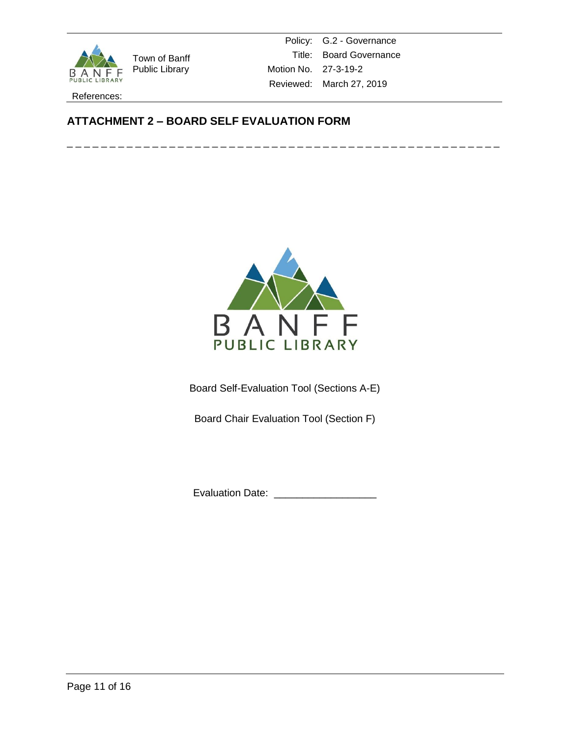| | Policy: | G.2 - Governance |
|---|---|---|
| Town of Banff Public Library | Title: | Board Governance |
| | Motion No. | 27-3-19-2 |
| | Reviewed: | March 27, 2019 |

References:

## ATTACHMENT 2 – BOARD SELF EVALUATION FORM

Board Self-Evaluation Tool (Sections A-E)

Board Chair Evaluation Tool (Section F)

Evaluation Date: ___________________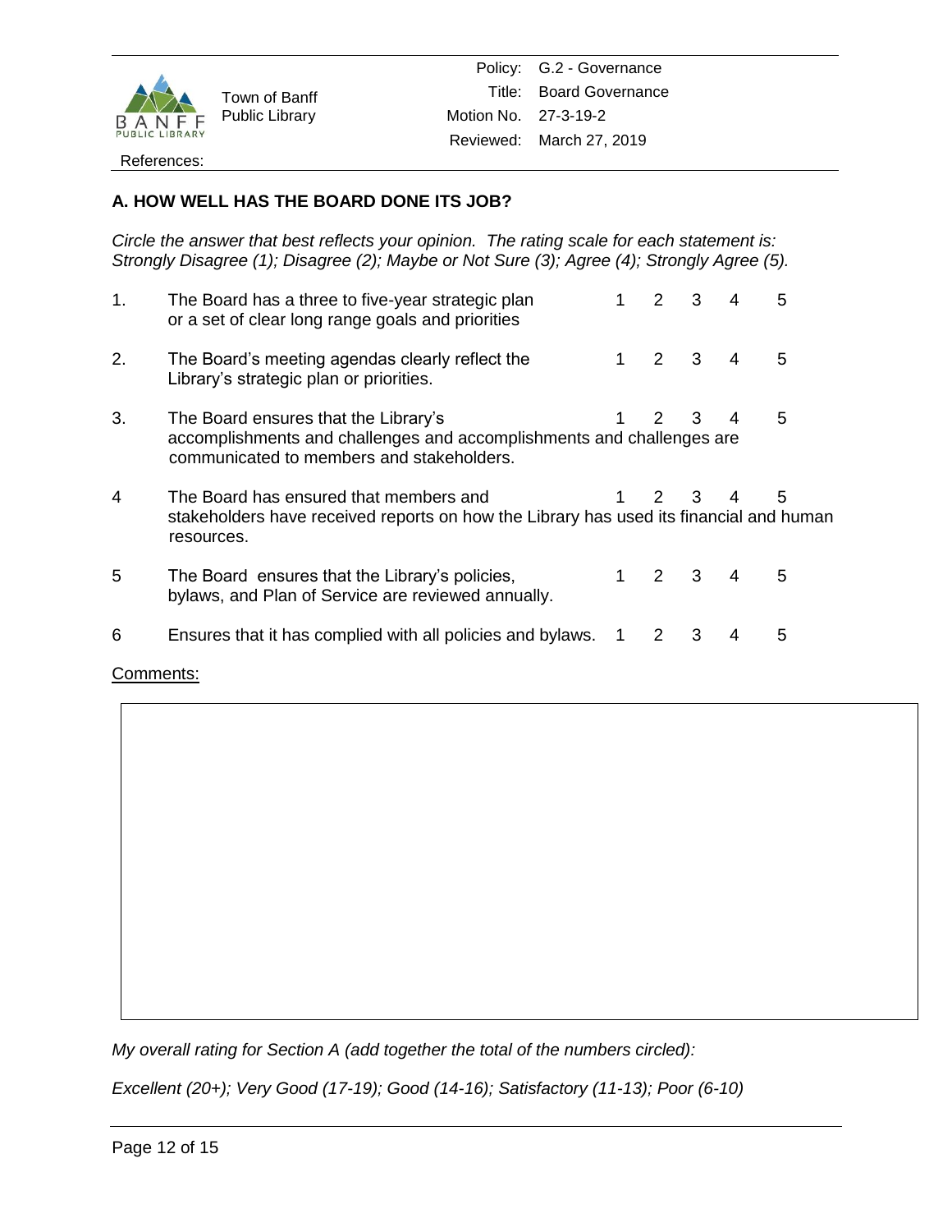| | | |
|---|---|---|
| Town of Banff Public Library | Policy: | G.2 - Governance |
| | Title: | Board Governance |
| | Motion No. | 27-3-19-2 |
| | Reviewed: | March 27, 2019 |

References:

### A. HOW WELL HAS THE BOARD DONE ITS JOB?

*Circle the answer that best reflects your opinion. The rating scale for each statement is: Strongly Disagree (1); Disagree (2); Maybe or Not Sure (3); Agree (4); Strongly Agree (5).*

| # | Statement | | | | | |
|---|---|---|---|---|---|---|
| 1. | The Board has a three to five-year strategic plan or a set of clear long range goals and priorities | 1 | 2 | 3 | 4 | 5 |
| 2. | The Board's meeting agendas clearly reflect the Library's strategic plan or priorities. | 1 | 2 | 3 | 4 | 5 |
| 3. | The Board ensures that the Library's accomplishments and challenges and accomplishments and challenges are communicated to members and stakeholders. | 1 | 2 | 3 | 4 | 5 |
| 4 | The Board has ensured that members and stakeholders have received reports on how the Library has used its financial and human resources. | 1 | 2 | 3 | 4 | 5 |
| 5 | The Board ensures that the Library's policies, bylaws, and Plan of Service are reviewed annually. | 1 | 2 | 3 | 4 | 5 |
| 6 | Ensures that it has complied with all policies and bylaws. | 1 | 2 | 3 | 4 | 5 |

Comments:

*My overall rating for Section A (add together the total of the numbers circled):*

*Excellent (20+); Very Good (17-19); Good (14-16); Satisfactory (11-13); Poor (6-10)*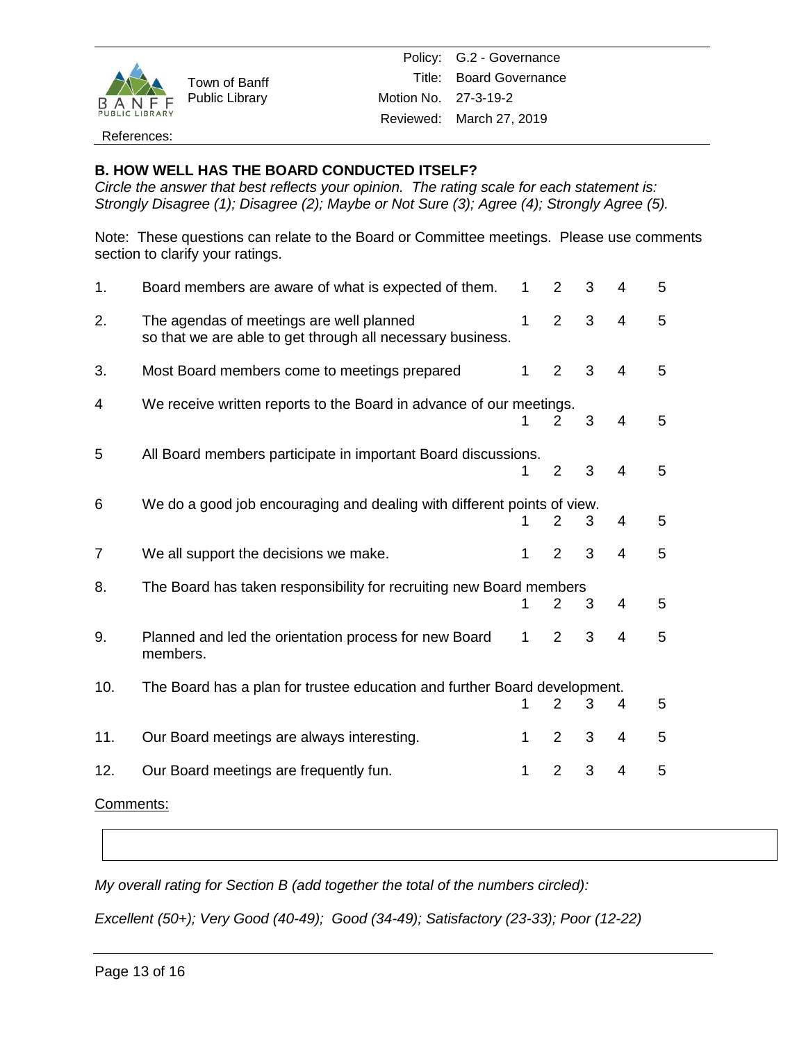**B. HOW WELL HAS THE BOARD CONDUCTED ITSELF?**

*Circle the answer that best reflects your opinion. The rating scale for each statement is: Strongly Disagree (1); Disagree (2); Maybe or Not Sure (3); Agree (4); Strongly Agree (5).*

Note: These questions can relate to the Board or Committee meetings. Please use comments section to clarify your ratings.

| | Statement | | | | | |
|---|---|---|---|---|---|---|
| 1. | Board members are aware of what is expected of them. | 1 | 2 | 3 | 4 | 5 |
| 2. | The agendas of meetings are well planned so that we are able to get through all necessary business. | 1 | 2 | 3 | 4 | 5 |
| 3. | Most Board members come to meetings prepared | 1 | 2 | 3 | 4 | 5 |
| 4 | We receive written reports to the Board in advance of our meetings. | 1 | 2 | 3 | 4 | 5 |
| 5 | All Board members participate in important Board discussions. | 1 | 2 | 3 | 4 | 5 |
| 6 | We do a good job encouraging and dealing with different points of view. | 1 | 2 | 3 | 4 | 5 |
| 7 | We all support the decisions we make. | 1 | 2 | 3 | 4 | 5 |
| 8. | The Board has taken responsibility for recruiting new Board members | 1 | 2 | 3 | 4 | 5 |
| 9. | Planned and led the orientation process for new Board members. | 1 | 2 | 3 | 4 | 5 |
| 10. | The Board has a plan for trustee education and further Board development. | 1 | 2 | 3 | 4 | 5 |
| 11. | Our Board meetings are always interesting. | 1 | 2 | 3 | 4 | 5 |
| 12. | Our Board meetings are frequently fun. | 1 | 2 | 3 | 4 | 5 |

Comments:

*My overall rating for Section B (add together the total of the numbers circled):*

*Excellent (50+); Very Good (40-49); Good (34-49); Satisfactory (23-33); Poor (12-22)*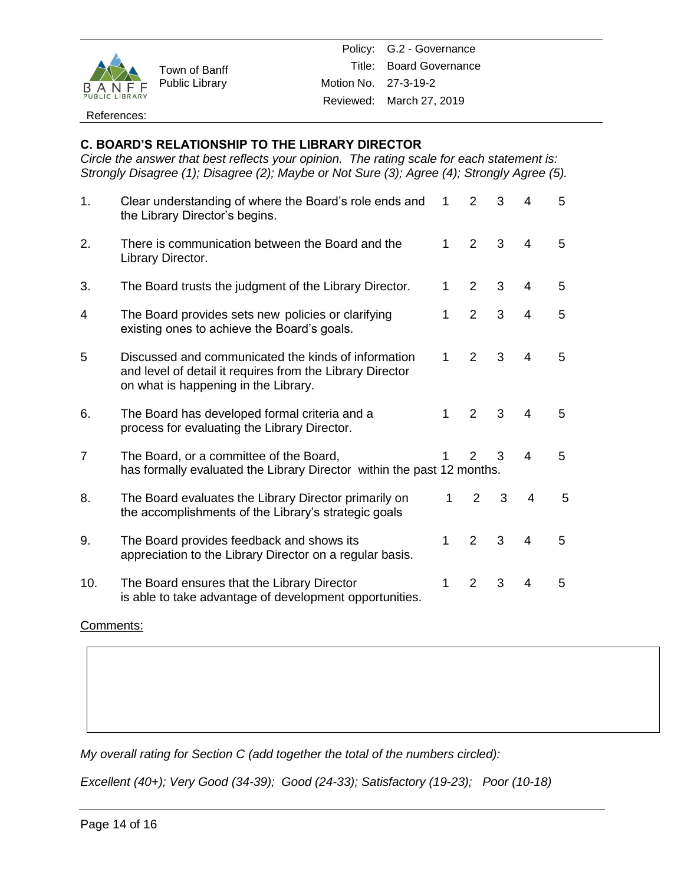## C. BOARD'S RELATIONSHIP TO THE LIBRARY DIRECTOR

*Circle the answer that best reflects your opinion. The rating scale for each statement is: Strongly Disagree (1); Disagree (2); Maybe or Not Sure (3); Agree (4); Strongly Agree (5).*

| | | | | | | |
|---|---|---|---|---|---|---|
| 1. | Clear understanding of where the Board's role ends and the Library Director's begins. | 1 | 2 | 3 | 4 | 5 |
| 2. | There is communication between the Board and the Library Director. | 1 | 2 | 3 | 4 | 5 |
| 3. | The Board trusts the judgment of the Library Director. | 1 | 2 | 3 | 4 | 5 |
| 4 | The Board provides sets new policies or clarifying existing ones to achieve the Board's goals. | 1 | 2 | 3 | 4 | 5 |
| 5 | Discussed and communicated the kinds of information and level of detail it requires from the Library Director on what is happening in the Library. | 1 | 2 | 3 | 4 | 5 |
| 6. | The Board has developed formal criteria and a process for evaluating the Library Director. | 1 | 2 | 3 | 4 | 5 |
| 7 | The Board, or a committee of the Board, has formally evaluated the Library Director within the past 12 months. | 1 | 2 | 3 | 4 | 5 |
| 8. | The Board evaluates the Library Director primarily on the accomplishments of the Library's strategic goals | 1 | 2 | 3 | 4 | 5 |
| 9. | The Board provides feedback and shows its appreciation to the Library Director on a regular basis. | 1 | 2 | 3 | 4 | 5 |
| 10. | The Board ensures that the Library Director is able to take advantage of development opportunities. | 1 | 2 | 3 | 4 | 5 |

Comments:

*My overall rating for Section C (add together the total of the numbers circled):*

*Excellent (40+); Very Good (34-39); Good (24-33); Satisfactory (19-23); Poor (10-18)*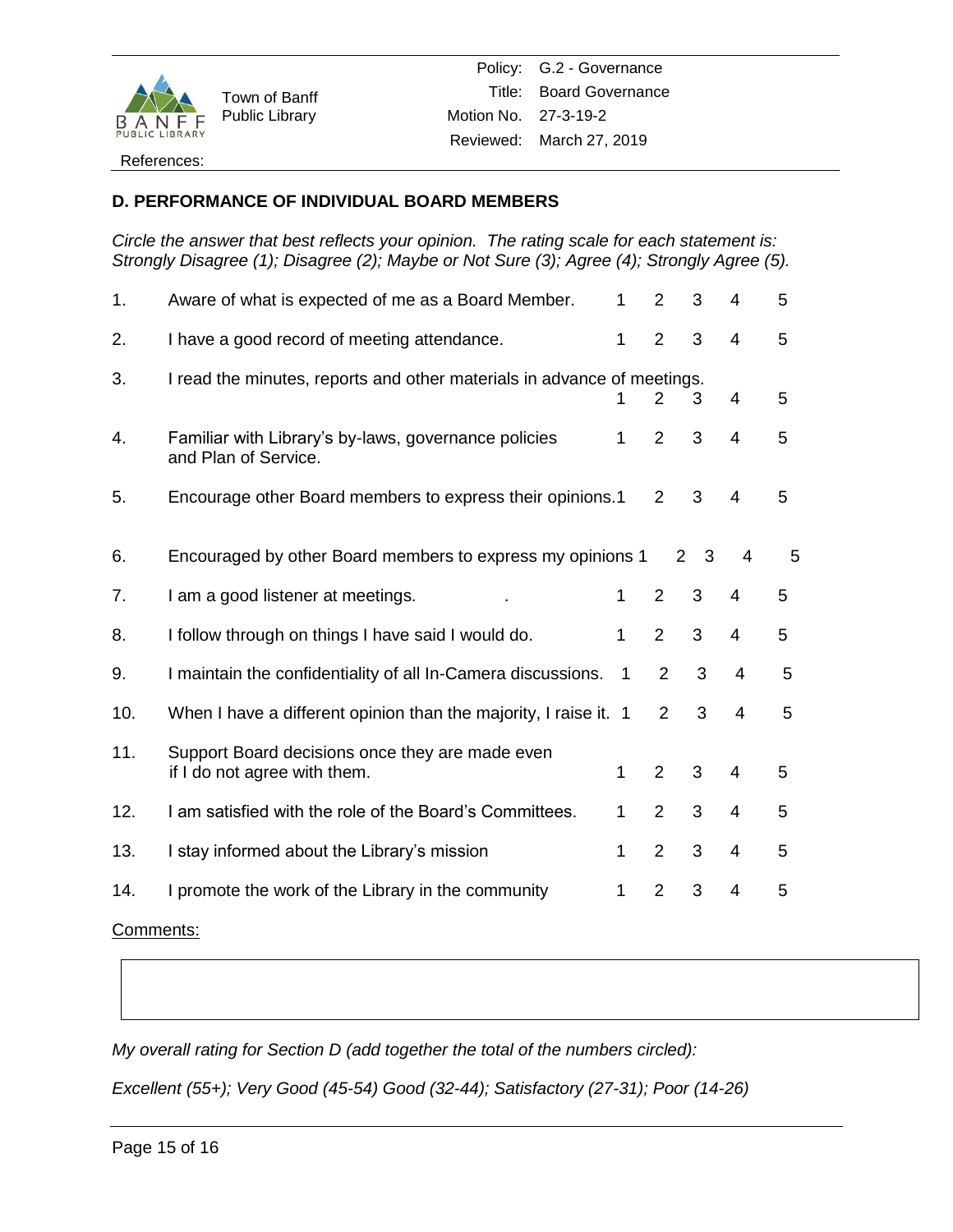| | | Policy: | G.2 - Governance |
|---|---|---|---|
| | Town of Banff Public Library | Title: | Board Governance |
| | | Motion No. | 27-3-19-2 |
| | | Reviewed: | March 27, 2019 |

References:

## D. PERFORMANCE OF INDIVIDUAL BOARD MEMBERS

*Circle the answer that best reflects your opinion. The rating scale for each statement is: Strongly Disagree (1); Disagree (2); Maybe or Not Sure (3); Agree (4); Strongly Agree (5).*

| | | | | | | |
|---|---|---|---|---|---|---|
| 1. | Aware of what is expected of me as a Board Member. | 1 | 2 | 3 | 4 | 5 |
| 2. | I have a good record of meeting attendance. | 1 | 2 | 3 | 4 | 5 |
| 3. | I read the minutes, reports and other materials in advance of meetings. | 1 | 2 | 3 | 4 | 5 |
| 4. | Familiar with Library's by-laws, governance policies and Plan of Service. | 1 | 2 | 3 | 4 | 5 |
| 5. | Encourage other Board members to express their opinions. | 1 | 2 | 3 | 4 | 5 |
| 6. | Encouraged by other Board members to express my opinions | 1 | 2 | 3 | 4 | 5 |
| 7. | I am a good listener at meetings. | 1 | 2 | 3 | 4 | 5 |
| 8. | I follow through on things I have said I would do. | 1 | 2 | 3 | 4 | 5 |
| 9. | I maintain the confidentiality of all In-Camera discussions. | 1 | 2 | 3 | 4 | 5 |
| 10. | When I have a different opinion than the majority, I raise it. | 1 | 2 | 3 | 4 | 5 |
| 11. | Support Board decisions once they are made even if I do not agree with them. | 1 | 2 | 3 | 4 | 5 |
| 12. | I am satisfied with the role of the Board's Committees. | 1 | 2 | 3 | 4 | 5 |
| 13. | I stay informed about the Library's mission | 1 | 2 | 3 | 4 | 5 |
| 14. | I promote the work of the Library in the community | 1 | 2 | 3 | 4 | 5 |

Comments:

| |
|---|
| |

*My overall rating for Section D (add together the total of the numbers circled):*

*Excellent (55+); Very Good (45-54) Good (32-44); Satisfactory (27-31); Poor (14-26)*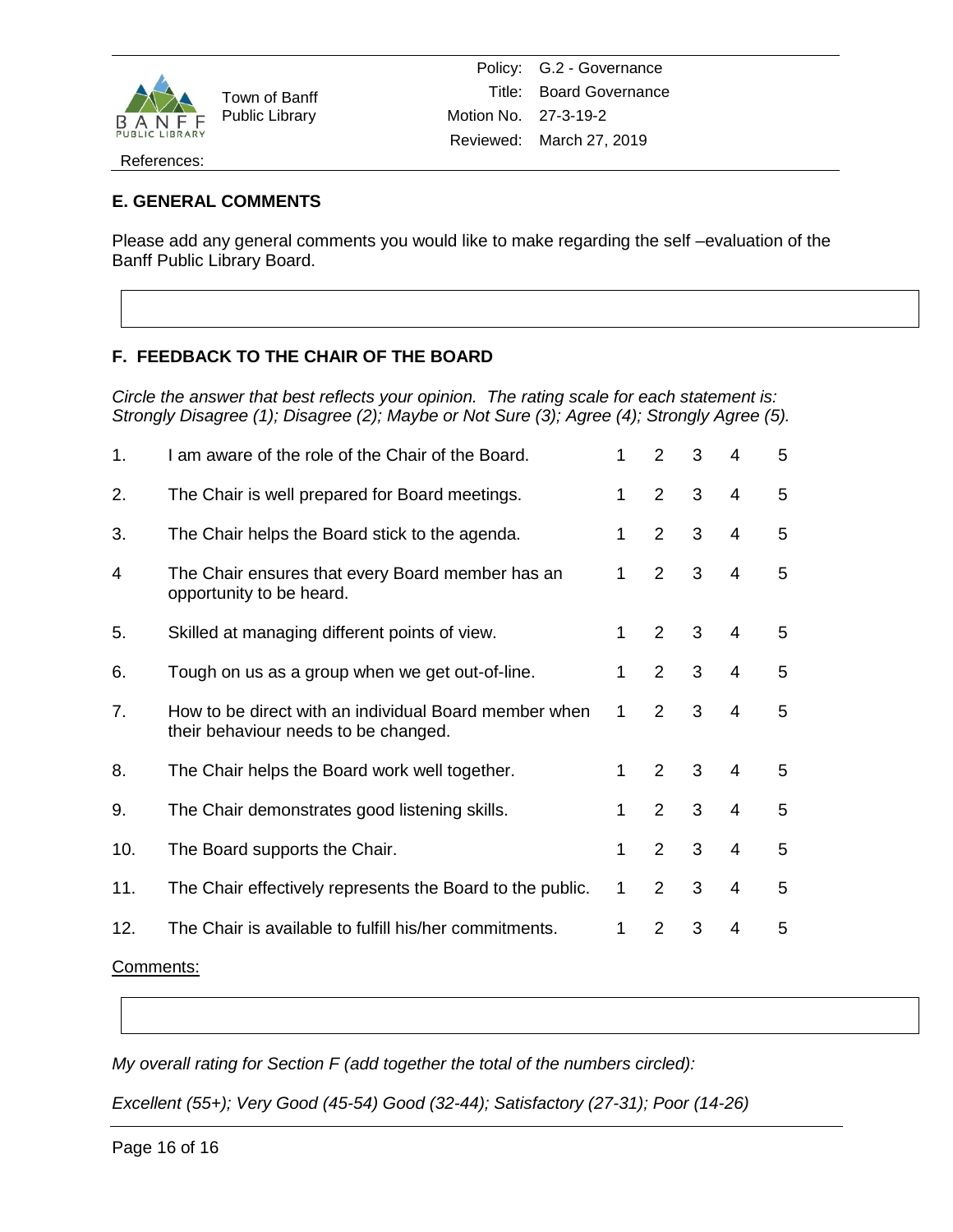## E. GENERAL COMMENTS

Please add any general comments you would like to make regarding the self –evaluation of the Banff Public Library Board.

## F. FEEDBACK TO THE CHAIR OF THE BOARD

*Circle the answer that best reflects your opinion. The rating scale for each statement is: Strongly Disagree (1); Disagree (2); Maybe or Not Sure (3); Agree (4); Strongly Agree (5).*

| | | | | | | |
|---|---|---|---|---|---|---|
| 1. | I am aware of the role of the Chair of the Board. | 1 | 2 | 3 | 4 | 5 |
| 2. | The Chair is well prepared for Board meetings. | 1 | 2 | 3 | 4 | 5 |
| 3. | The Chair helps the Board stick to the agenda. | 1 | 2 | 3 | 4 | 5 |
| 4 | The Chair ensures that every Board member has an opportunity to be heard. | 1 | 2 | 3 | 4 | 5 |
| 5. | Skilled at managing different points of view. | 1 | 2 | 3 | 4 | 5 |
| 6. | Tough on us as a group when we get out-of-line. | 1 | 2 | 3 | 4 | 5 |
| 7. | How to be direct with an individual Board member when their behaviour needs to be changed. | 1 | 2 | 3 | 4 | 5 |
| 8. | The Chair helps the Board work well together. | 1 | 2 | 3 | 4 | 5 |
| 9. | The Chair demonstrates good listening skills. | 1 | 2 | 3 | 4 | 5 |
| 10. | The Board supports the Chair. | 1 | 2 | 3 | 4 | 5 |
| 11. | The Chair effectively represents the Board to the public. | 1 | 2 | 3 | 4 | 5 |
| 12. | The Chair is available to fulfill his/her commitments. | 1 | 2 | 3 | 4 | 5 |

Comments:

*My overall rating for Section F (add together the total of the numbers circled):*

*Excellent (55+); Very Good (45-54) Good (32-44); Satisfactory (27-31); Poor (14-26)*